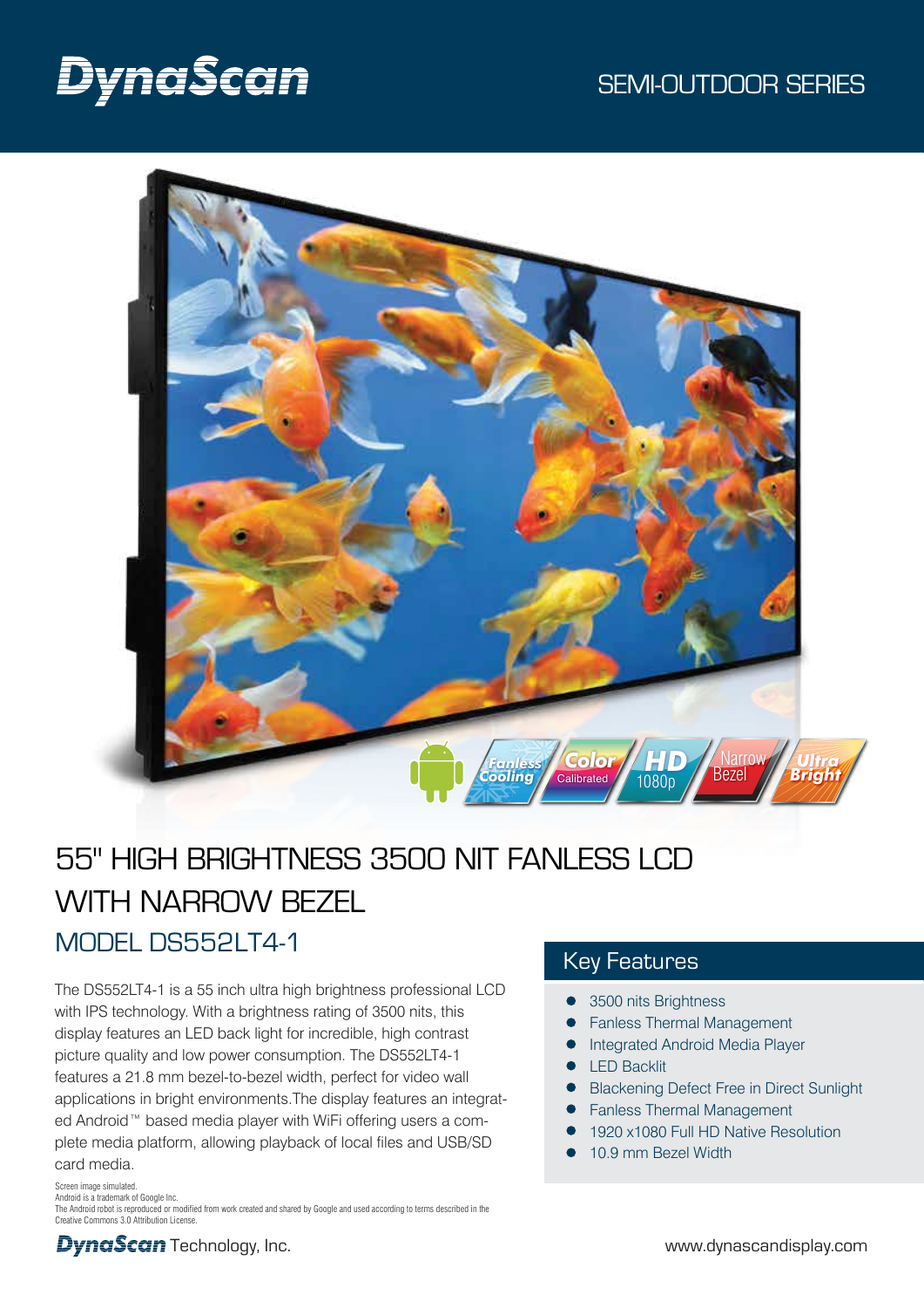DynaScan

SEMI-OUTDOOR SERIES

# 55" HIGH BRIGHTNESS 3500 NIT FANLESS LCD WITH NARROW BEZEL

## MODEL DS552LT4-1

The DS552LT4-1 is a 55 inch ultra high brightness professional LCD with IPS technology. With a brightness rating of 3500 nits, this display features an LED back light for incredible, high contrast picture quality and low power consumption. The DS552LT4-1 features a 21.8 mm bezel-to-bezel width, perfect for video wall applications in bright environments.The display features an integrated Android™ based media player with WiFi offering users a complete media platform, allowing playback of local files and USB/SD card media.

Screen image simulated.
Android is a trademark of Google Inc.
The Android robot is reproduced or modified from work created and shared by Google and used according to terms described in the Creative Commons 3.0 Attribution License.

## Key Features

- 3500 nits Brightness
- Fanless Thermal Management
- Integrated Android Media Player
- LED Backlit
- Blackening Defect Free in Direct Sunlight
- Fanless Thermal Management
- 1920 x1080 Full HD Native Resolution
- 10.9 mm Bezel Width

DynaScan Technology, Inc.

www.dynascandisplay.com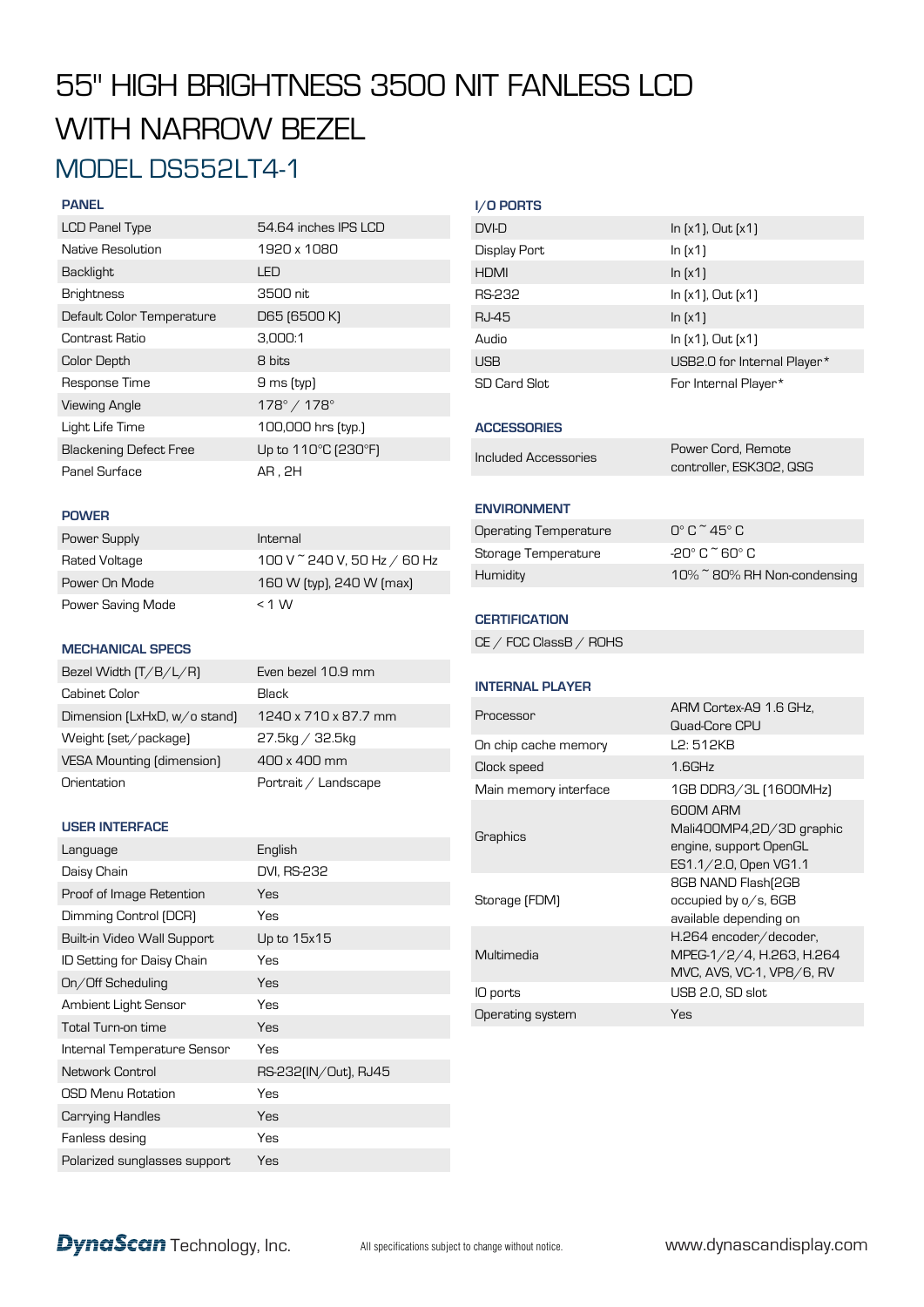# 55" HIGH BRIGHTNESS 3500 NIT FANLESS LCD WITH NARROW BEZEL

## MODEL DS552LT4-1

### PANEL

| | |
|---|---|
| LCD Panel Type | 54.64 inches IPS LCD |
| Native Resolution | 1920 x 1080 |
| Backlight | LED |
| Brightness | 3500 nit |
| Default Color Temperature | D65 (6500 K) |
| Contrast Ratio | 3,000:1 |
| Color Depth | 8 bits |
| Response Time | 9 ms (typ) |
| Viewing Angle | 178° / 178° |
| Light Life Time | 100,000 hrs (typ.) |
| Blackening Defect Free | Up to 110°C (230°F) |
| Panel Surface | AR , 2H |

### POWER

| | |
|---|---|
| Power Supply | Internal |
| Rated Voltage | 100 V ~ 240 V, 50 Hz / 60 Hz |
| Power On Mode | 160 W (typ), 240 W (max) |
| Power Saving Mode | < 1 W |

### MECHANICAL SPECS

| | |
|---|---|
| Bezel Width (T/B/L/R) | Even bezel 10.9 mm |
| Cabinet Color | Black |
| Dimension (LxHxD, w/o stand) | 1240 x 710 x 87.7 mm |
| Weight (set/package) | 27.5kg / 32.5kg |
| VESA Mounting (dimension) | 400 x 400 mm |
| Orientation | Portrait / Landscape |

### USER INTERFACE

| | |
|---|---|
| Language | English |
| Daisy Chain | DVI, RS-232 |
| Proof of Image Retention | Yes |
| Dimming Control (DCR) | Yes |
| Built-in Video Wall Support | Up to 15x15 |
| ID Setting for Daisy Chain | Yes |
| On/Off Scheduling | Yes |
| Ambient Light Sensor | Yes |
| Total Turn-on time | Yes |
| Internal Temperature Sensor | Yes |
| Network Control | RS-232(IN/Out), RJ45 |
| OSD Menu Rotation | Yes |
| Carrying Handles | Yes |
| Fanless desing | Yes |
| Polarized sunglasses support | Yes |

### I/O PORTS

| | |
|---|---|
| DVI-D | In (x1), Out (x1) |
| Display Port | In (x1) |
| HDMI | In (x1) |
| RS-232 | In (x1), Out (x1) |
| RJ-45 | In (x1) |
| Audio | In (x1), Out (x1) |
| USB | USB2.0 for Internal Player* |
| SD Card Slot | For Internal Player* |

### ACCESSORIES

| | |
|---|---|
| Included Accessories | Power Cord, Remote controller, ESK302, QSG |

### ENVIRONMENT

| | |
|---|---|
| Operating Temperature | 0° C ~ 45° C |
| Storage Temperature | -20° C ~ 60° C |
| Humidity | 10% ~ 80% RH Non-condensing |

### CERTIFICATION

CE / FCC ClassB / ROHS

### INTERNAL PLAYER

| | |
|---|---|
| Processor | ARM Cortex-A9 1.6 GHz, Quad-Core CPU |
| On chip cache memory | L2: 512KB |
| Clock speed | 1.6GHz |
| Main memory interface | 1GB DDR3/3L (1600MHz) |
| Graphics | 600M ARM Mali400MP4,2D/3D graphic engine, support OpenGL ES1.1/2.0, Open VG1.1 |
| Storage (FDM) | 8GB NAND Flash(2GB occupied by o/s, 6GB available depending on |
| Multimedia | H.264 encoder/decoder, MPEG-1/2/4, H.263, H.264 MVC, AVS, VC-1, VP8/6, RV |
| IO ports | USB 2.0, SD slot |
| Operating system | Yes |

DynaScan Technology, Inc. All specifications subject to change without notice. www.dynascandisplay.com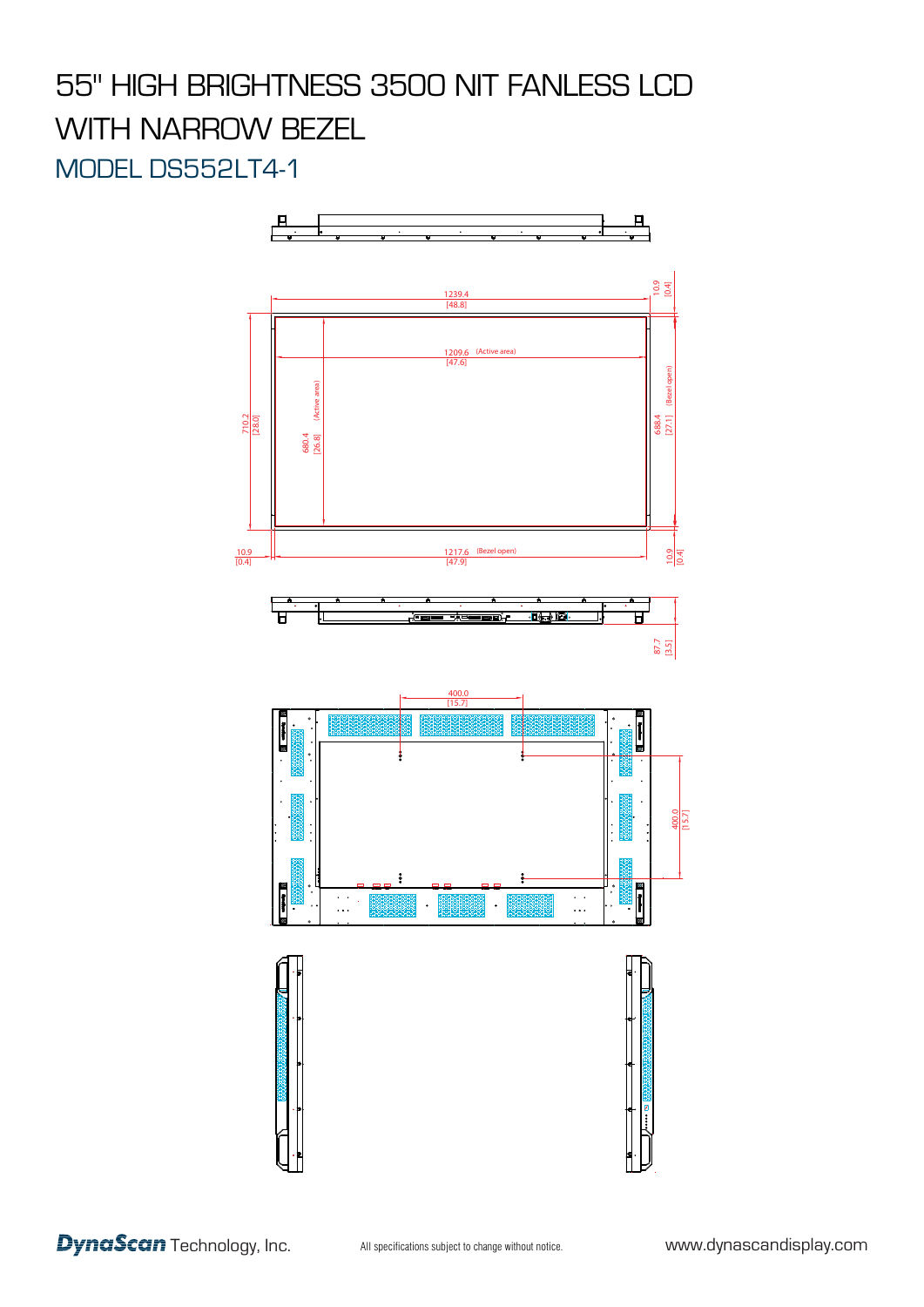# 55" HIGH BRIGHTNESS 3500 NIT FANLESS LCD WITH NARROW BEZEL

## MODEL DS552LT4-1

1239.4
[48.8]

10.9
[0.4]

1209.6 (Active area)
[47.6]

710.2
[28.0]

680.4
[26.8]
(Active area)

688.4
[27.1]
(Bezel open)

10.9
[0.4]

1217.6 (Bezel open)
[47.9]

10.9
[0.4]

87.7
[3.5]

400.0
[15.7]

400.0
[15.7]

**DynaScan** Technology, Inc.

All specifications subject to change without notice.

www.dynascandisplay.com